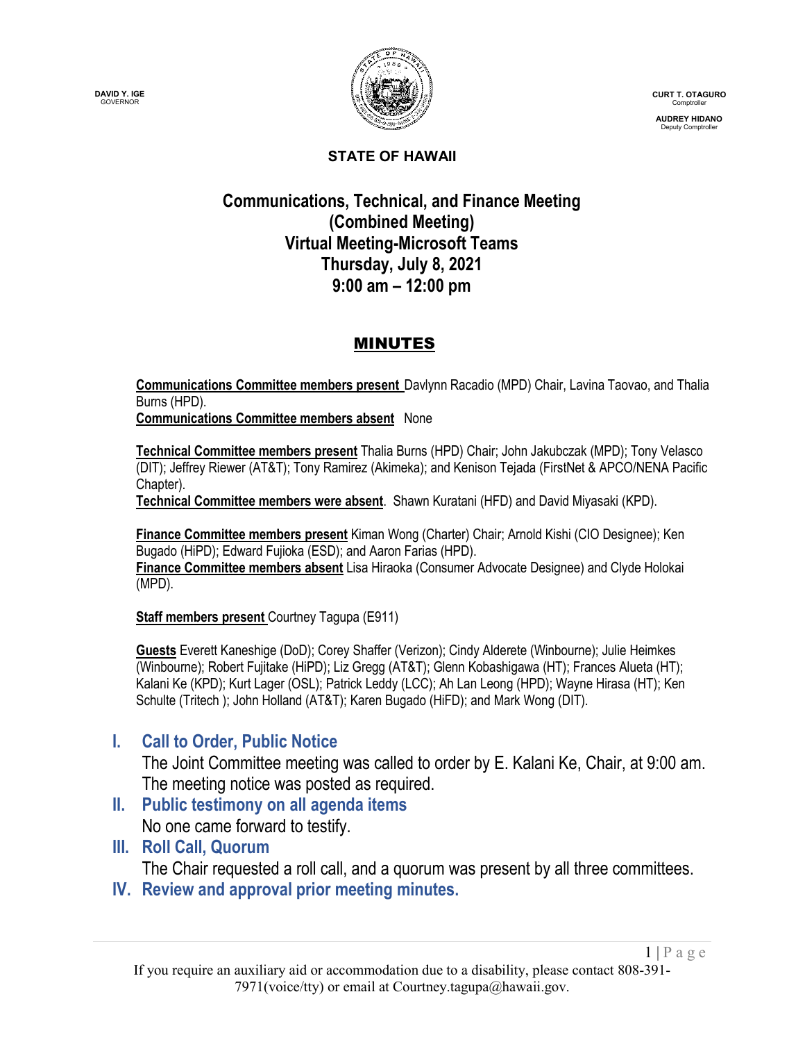DAVID Y. IGE
GOVERNOR

CURT T. OTAGURO
Comptroller

AUDREY HIDANO
Deputy Comptroller

**STATE OF HAWAII**

# Communications, Technical, and Finance Meeting (Combined Meeting) Virtual Meeting-Microsoft Teams Thursday, July 8, 2021 9:00 am – 12:00 pm

## MINUTES

**Communications Committee members present** Davlynn Racadio (MPD) Chair, Lavina Taovao, and Thalia Burns (HPD).
**Communications Committee members absent** None

**Technical Committee members present** Thalia Burns (HPD) Chair; John Jakubczak (MPD); Tony Velasco (DIT); Jeffrey Riewer (AT&T); Tony Ramirez (Akimeka); and Kenison Tejada (FirstNet & APCO/NENA Pacific Chapter).
**Technical Committee members were absent**. Shawn Kuratani (HFD) and David Miyasaki (KPD).

**Finance Committee members present** Kiman Wong (Charter) Chair; Arnold Kishi (CIO Designee); Ken Bugado (HiPD); Edward Fujioka (ESD); and Aaron Farias (HPD).
**Finance Committee members absent** Lisa Hiraoka (Consumer Advocate Designee) and Clyde Holokai (MPD).

**Staff members present** Courtney Tagupa (E911)

**Guests** Everett Kaneshige (DoD); Corey Shaffer (Verizon); Cindy Alderete (Winbourne); Julie Heimkes (Winbourne); Robert Fujitake (HiPD); Liz Gregg (AT&T); Glenn Kobashigawa (HT); Frances Alueta (HT); Kalani Ke (KPD); Kurt Lager (OSL); Patrick Leddy (LCC); Ah Lan Leong (HPD); Wayne Hirasa (HT); Ken Schulte (Tritech ); John Holland (AT&T); Karen Bugado (HiFD); and Mark Wong (DIT).

## I. Call to Order, Public Notice

The Joint Committee meeting was called to order by E. Kalani Ke, Chair, at 9:00 am. The meeting notice was posted as required.

## II. Public testimony on all agenda items

No one came forward to testify.

## III. Roll Call, Quorum

The Chair requested a roll call, and a quorum was present by all three committees.

## IV. Review and approval prior meeting minutes.

If you require an auxiliary aid or accommodation due to a disability, please contact 808-391-7971(voice/tty) or email at Courtney.tagupa@hawaii.gov.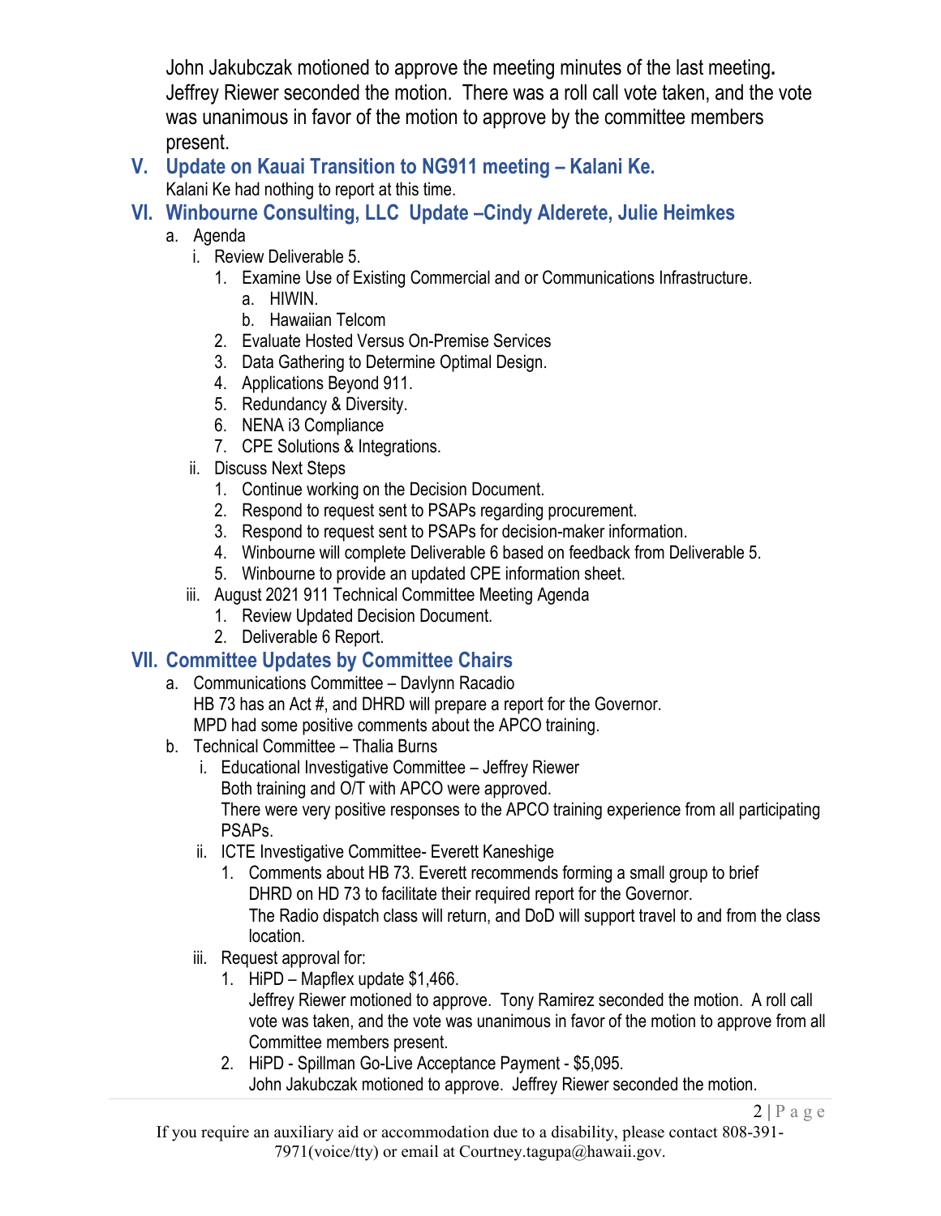John Jakubczak motioned to approve the meeting minutes of the last meeting**.** Jeffrey Riewer seconded the motion. There was a roll call vote taken, and the vote was unanimous in favor of the motion to approve by the committee members present.

## V. Update on Kauai Transition to NG911 meeting – Kalani Ke.

Kalani Ke had nothing to report at this time.

## VI. Winbourne Consulting, LLC Update –Cindy Alderete, Julie Heimkes

a. Agenda
   i. Review Deliverable 5.
      1. Examine Use of Existing Commercial and or Communications Infrastructure.
         a. HIWIN.
         b. Hawaiian Telcom
      2. Evaluate Hosted Versus On-Premise Services
      3. Data Gathering to Determine Optimal Design.
      4. Applications Beyond 911.
      5. Redundancy & Diversity.
      6. NENA i3 Compliance
      7. CPE Solutions & Integrations.
   ii. Discuss Next Steps
      1. Continue working on the Decision Document.
      2. Respond to request sent to PSAPs regarding procurement.
      3. Respond to request sent to PSAPs for decision-maker information.
      4. Winbourne will complete Deliverable 6 based on feedback from Deliverable 5.
      5. Winbourne to provide an updated CPE information sheet.
   iii. August 2021 911 Technical Committee Meeting Agenda
      1. Review Updated Decision Document.
      2. Deliverable 6 Report.

## VII. Committee Updates by Committee Chairs

a. Communications Committee – Davlynn Racadio
   HB 73 has an Act #, and DHRD will prepare a report for the Governor.
   MPD had some positive comments about the APCO training.
b. Technical Committee – Thalia Burns
   i. Educational Investigative Committee – Jeffrey Riewer
      Both training and O/T with APCO were approved.
      There were very positive responses to the APCO training experience from all participating PSAPs.
   ii. ICTE Investigative Committee- Everett Kaneshige
      1. Comments about HB 73. Everett recommends forming a small group to brief DHRD on HD 73 to facilitate their required report for the Governor.
         The Radio dispatch class will return, and DoD will support travel to and from the class location.
   iii. Request approval for:
      1. HiPD – Mapflex update $1,466.
         Jeffrey Riewer motioned to approve. Tony Ramirez seconded the motion. A roll call vote was taken, and the vote was unanimous in favor of the motion to approve from all Committee members present.
      2. HiPD - Spillman Go-Live Acceptance Payment - $5,095.
         John Jakubczak motioned to approve. Jeffrey Riewer seconded the motion.

If you require an auxiliary aid or accommodation due to a disability, please contact 808-391-7971(voice/tty) or email at Courtney.tagupa@hawaii.gov.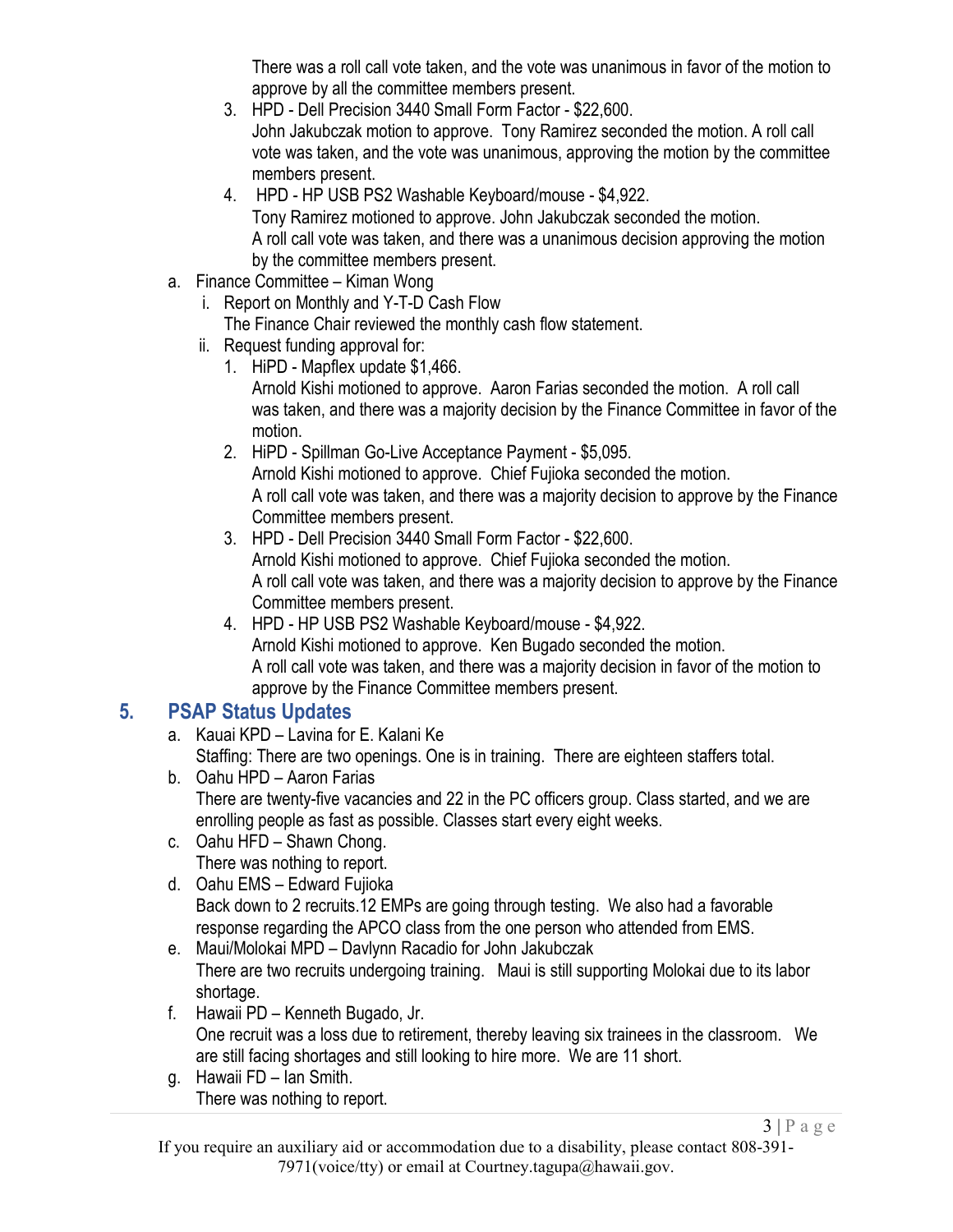There was a roll call vote taken, and the vote was unanimous in favor of the motion to approve by all the committee members present.

3. HPD - Dell Precision 3440 Small Form Factor - $22,600.
   John Jakubczak motion to approve. Tony Ramirez seconded the motion. A roll call vote was taken, and the vote was unanimous, approving the motion by the committee members present.
4. HPD - HP USB PS2 Washable Keyboard/mouse - $4,922.
   Tony Ramirez motioned to approve. John Jakubczak seconded the motion.
   A roll call vote was taken, and there was a unanimous decision approving the motion by the committee members present.

a. Finance Committee – Kiman Wong
   i. Report on Monthly and Y-T-D Cash Flow
      The Finance Chair reviewed the monthly cash flow statement.
   ii. Request funding approval for:
      1. HiPD - Mapflex update $1,466.
         Arnold Kishi motioned to approve. Aaron Farias seconded the motion. A roll call was taken, and there was a majority decision by the Finance Committee in favor of the motion.
      2. HiPD - Spillman Go-Live Acceptance Payment - $5,095.
         Arnold Kishi motioned to approve. Chief Fujioka seconded the motion.
         A roll call vote was taken, and there was a majority decision to approve by the Finance Committee members present.
      3. HPD - Dell Precision 3440 Small Form Factor - $22,600.
         Arnold Kishi motioned to approve. Chief Fujioka seconded the motion.
         A roll call vote was taken, and there was a majority decision to approve by the Finance Committee members present.
      4. HPD - HP USB PS2 Washable Keyboard/mouse - $4,922.
         Arnold Kishi motioned to approve. Ken Bugado seconded the motion.
         A roll call vote was taken, and there was a majority decision in favor of the motion to approve by the Finance Committee members present.

## 5. PSAP Status Updates

a. Kauai KPD – Lavina for E. Kalani Ke
   Staffing: There are two openings. One is in training. There are eighteen staffers total.

b. Oahu HPD – Aaron Farias
   There are twenty-five vacancies and 22 in the PC officers group. Class started, and we are enrolling people as fast as possible. Classes start every eight weeks.

c. Oahu HFD – Shawn Chong.
   There was nothing to report.

d. Oahu EMS – Edward Fujioka
   Back down to 2 recruits.12 EMPs are going through testing. We also had a favorable response regarding the APCO class from the one person who attended from EMS.

e. Maui/Molokai MPD – Davlynn Racadio for John Jakubczak
   There are two recruits undergoing training. Maui is still supporting Molokai due to its labor shortage.

f. Hawaii PD – Kenneth Bugado, Jr.
   One recruit was a loss due to retirement, thereby leaving six trainees in the classroom. We are still facing shortages and still looking to hire more. We are 11 short.

g. Hawaii FD – Ian Smith.
   There was nothing to report.

If you require an auxiliary aid or accommodation due to a disability, please contact 808-391-7971(voice/tty) or email at Courtney.tagupa@hawaii.gov.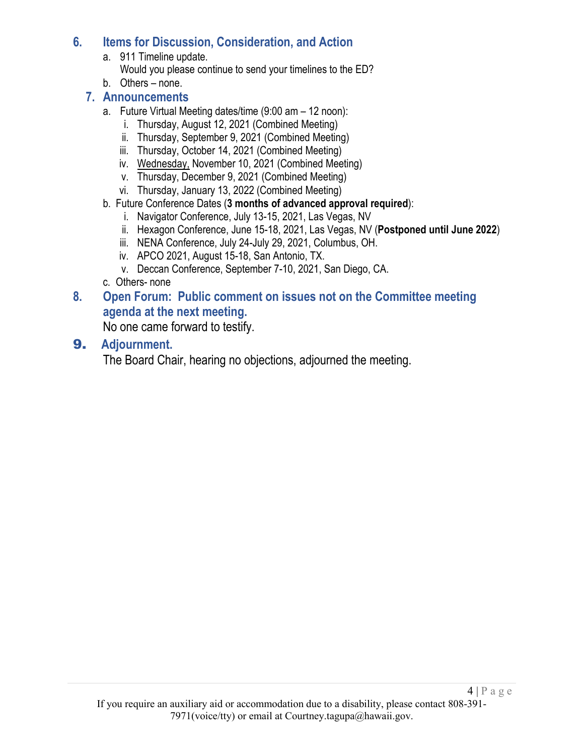## 6. Items for Discussion, Consideration, and Action

a. 911 Timeline update.
   Would you please continue to send your timelines to the ED?
b. Others – none.

## 7. Announcements

a. Future Virtual Meeting dates/time (9:00 am – 12 noon):
   i. Thursday, August 12, 2021 (Combined Meeting)
   ii. Thursday, September 9, 2021 (Combined Meeting)
   iii. Thursday, October 14, 2021 (Combined Meeting)
   iv. Wednesday, November 10, 2021 (Combined Meeting)
   v. Thursday, December 9, 2021 (Combined Meeting)
   vi. Thursday, January 13, 2022 (Combined Meeting)
b. Future Conference Dates (**3 months of advanced approval required**):
   i. Navigator Conference, July 13-15, 2021, Las Vegas, NV
   ii. Hexagon Conference, June 15-18, 2021, Las Vegas, NV (**Postponed until June 2022**)
   iii. NENA Conference, July 24-July 29, 2021, Columbus, OH.
   iv. APCO 2021, August 15-18, San Antonio, TX.
   v. Deccan Conference, September 7-10, 2021, San Diego, CA.
c. Others- none

## 8. Open Forum: Public comment on issues not on the Committee meeting agenda at the next meeting.

No one came forward to testify.

## 9. Adjournment.

The Board Chair, hearing no objections, adjourned the meeting.

If you require an auxiliary aid or accommodation due to a disability, please contact 808-391-7971(voice/tty) or email at Courtney.tagupa@hawaii.gov.